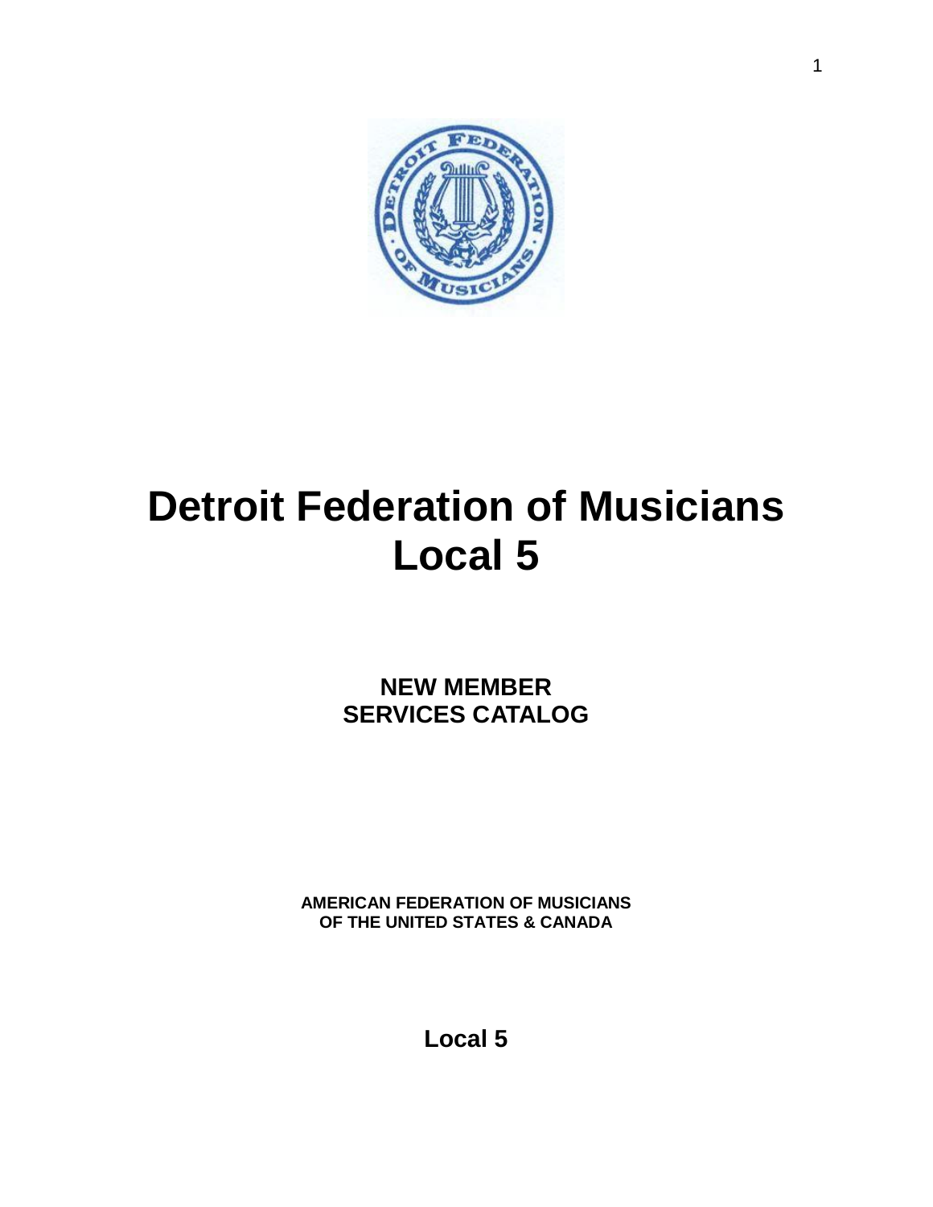# Detroit Federation of Musicians Local 5

## NEW MEMBER SERVICES CATALOG

**AMERICAN FEDERATION OF MUSICIANS OF THE UNITED STATES & CANADA**

**Local 5**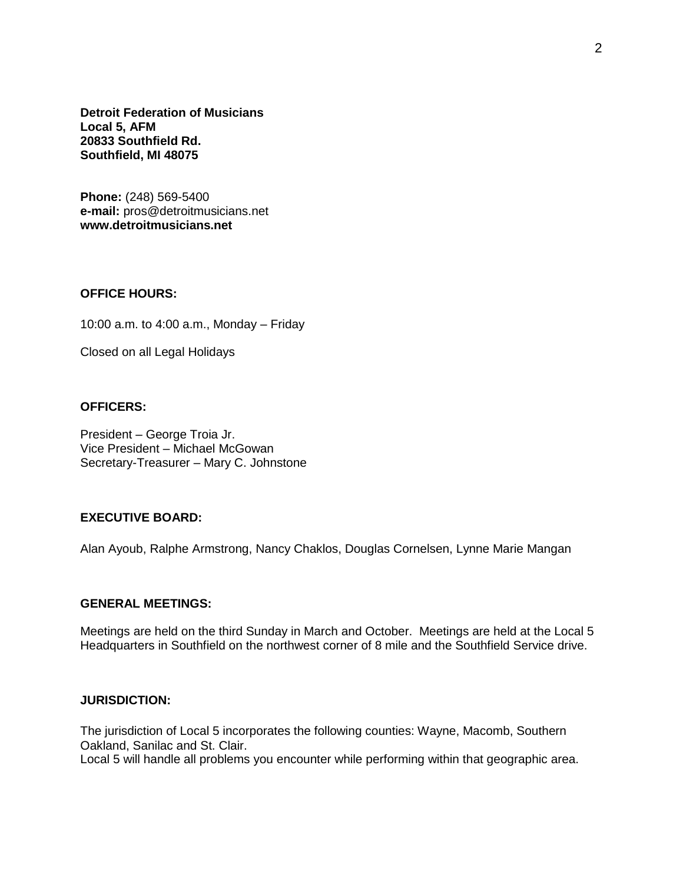**Detroit Federation of Musicians**
**Local 5, AFM**
**20833 Southfield Rd.**
**Southfield, MI 48075**

**Phone:** (248) 569-5400
**e-mail:** pros@detroitmusicians.net
**www.detroitmusicians.net**

## OFFICE HOURS:

10:00 a.m. to 4:00 a.m., Monday – Friday

Closed on all Legal Holidays

## OFFICERS:

President – George Troia Jr.
Vice President – Michael McGowan
Secretary-Treasurer – Mary C. Johnstone

## EXECUTIVE BOARD:

Alan Ayoub, Ralphe Armstrong, Nancy Chaklos, Douglas Cornelsen, Lynne Marie Mangan

## GENERAL MEETINGS:

Meetings are held on the third Sunday in March and October. Meetings are held at the Local 5 Headquarters in Southfield on the northwest corner of 8 mile and the Southfield Service drive.

## JURISDICTION:

The jurisdiction of Local 5 incorporates the following counties: Wayne, Macomb, Southern Oakland, Sanilac and St. Clair.
Local 5 will handle all problems you encounter while performing within that geographic area.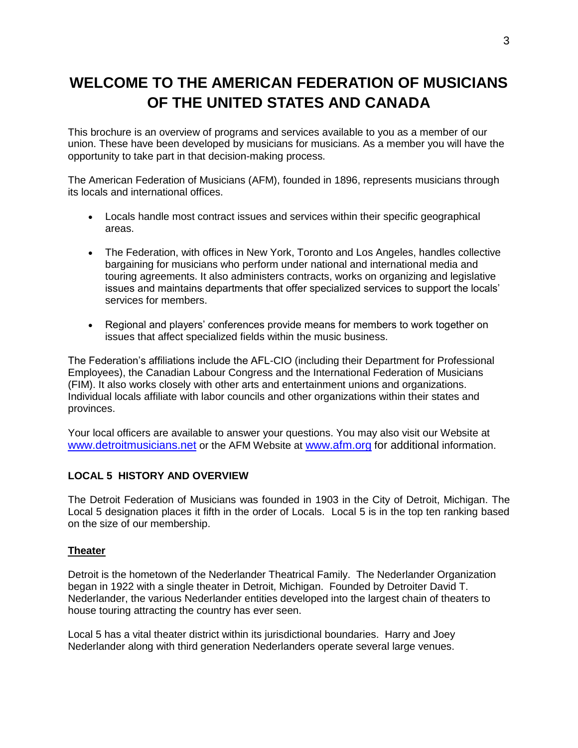# WELCOME TO THE AMERICAN FEDERATION OF MUSICIANS OF THE UNITED STATES AND CANADA

This brochure is an overview of programs and services available to you as a member of our union. These have been developed by musicians for musicians. As a member you will have the opportunity to take part in that decision-making process.

The American Federation of Musicians (AFM), founded in 1896, represents musicians through its locals and international offices.

- Locals handle most contract issues and services within their specific geographical areas.
- The Federation, with offices in New York, Toronto and Los Angeles, handles collective bargaining for musicians who perform under national and international media and touring agreements. It also administers contracts, works on organizing and legislative issues and maintains departments that offer specialized services to support the locals' services for members.
- Regional and players' conferences provide means for members to work together on issues that affect specialized fields within the music business.

The Federation's affiliations include the AFL-CIO (including their Department for Professional Employees), the Canadian Labour Congress and the International Federation of Musicians (FIM). It also works closely with other arts and entertainment unions and organizations. Individual locals affiliate with labor councils and other organizations within their states and provinces.

Your local officers are available to answer your questions. You may also visit our Website at www.detroitmusicians.net or the AFM Website at www.afm.org for additional information.

### LOCAL 5 HISTORY AND OVERVIEW

The Detroit Federation of Musicians was founded in 1903 in the City of Detroit, Michigan. The Local 5 designation places it fifth in the order of Locals. Local 5 is in the top ten ranking based on the size of our membership.

#### Theater

Detroit is the hometown of the Nederlander Theatrical Family. The Nederlander Organization began in 1922 with a single theater in Detroit, Michigan. Founded by Detroiter David T. Nederlander, the various Nederlander entities developed into the largest chain of theaters to house touring attracting the country has ever seen.

Local 5 has a vital theater district within its jurisdictional boundaries. Harry and Joey Nederlander along with third generation Nederlanders operate several large venues.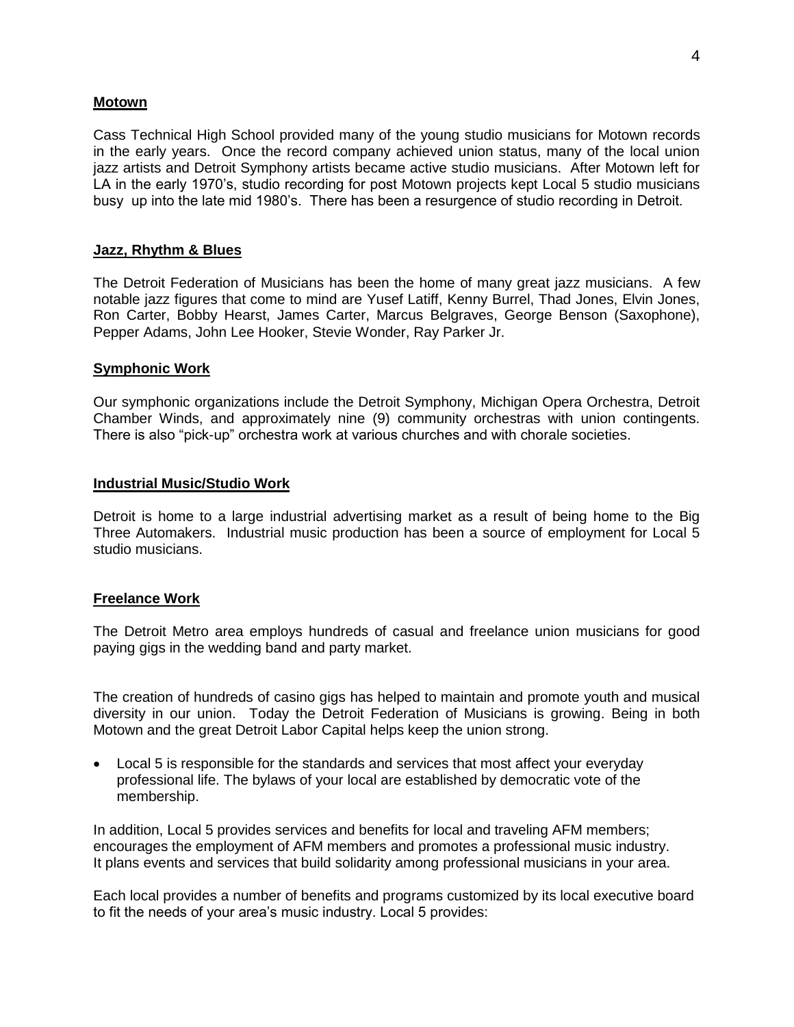## Motown

Cass Technical High School provided many of the young studio musicians for Motown records in the early years. Once the record company achieved union status, many of the local union jazz artists and Detroit Symphony artists became active studio musicians. After Motown left for LA in the early 1970's, studio recording for post Motown projects kept Local 5 studio musicians busy up into the late mid 1980's. There has been a resurgence of studio recording in Detroit.

## Jazz, Rhythm & Blues

The Detroit Federation of Musicians has been the home of many great jazz musicians. A few notable jazz figures that come to mind are Yusef Latiff, Kenny Burrel, Thad Jones, Elvin Jones, Ron Carter, Bobby Hearst, James Carter, Marcus Belgraves, George Benson (Saxophone), Pepper Adams, John Lee Hooker, Stevie Wonder, Ray Parker Jr.

## Symphonic Work

Our symphonic organizations include the Detroit Symphony, Michigan Opera Orchestra, Detroit Chamber Winds, and approximately nine (9) community orchestras with union contingents. There is also "pick-up" orchestra work at various churches and with chorale societies.

## Industrial Music/Studio Work

Detroit is home to a large industrial advertising market as a result of being home to the Big Three Automakers. Industrial music production has been a source of employment for Local 5 studio musicians.

## Freelance Work

The Detroit Metro area employs hundreds of casual and freelance union musicians for good paying gigs in the wedding band and party market.

The creation of hundreds of casino gigs has helped to maintain and promote youth and musical diversity in our union. Today the Detroit Federation of Musicians is growing. Being in both Motown and the great Detroit Labor Capital helps keep the union strong.

- Local 5 is responsible for the standards and services that most affect your everyday professional life. The bylaws of your local are established by democratic vote of the membership.

In addition, Local 5 provides services and benefits for local and traveling AFM members; encourages the employment of AFM members and promotes a professional music industry. It plans events and services that build solidarity among professional musicians in your area.

Each local provides a number of benefits and programs customized by its local executive board to fit the needs of your area's music industry. Local 5 provides: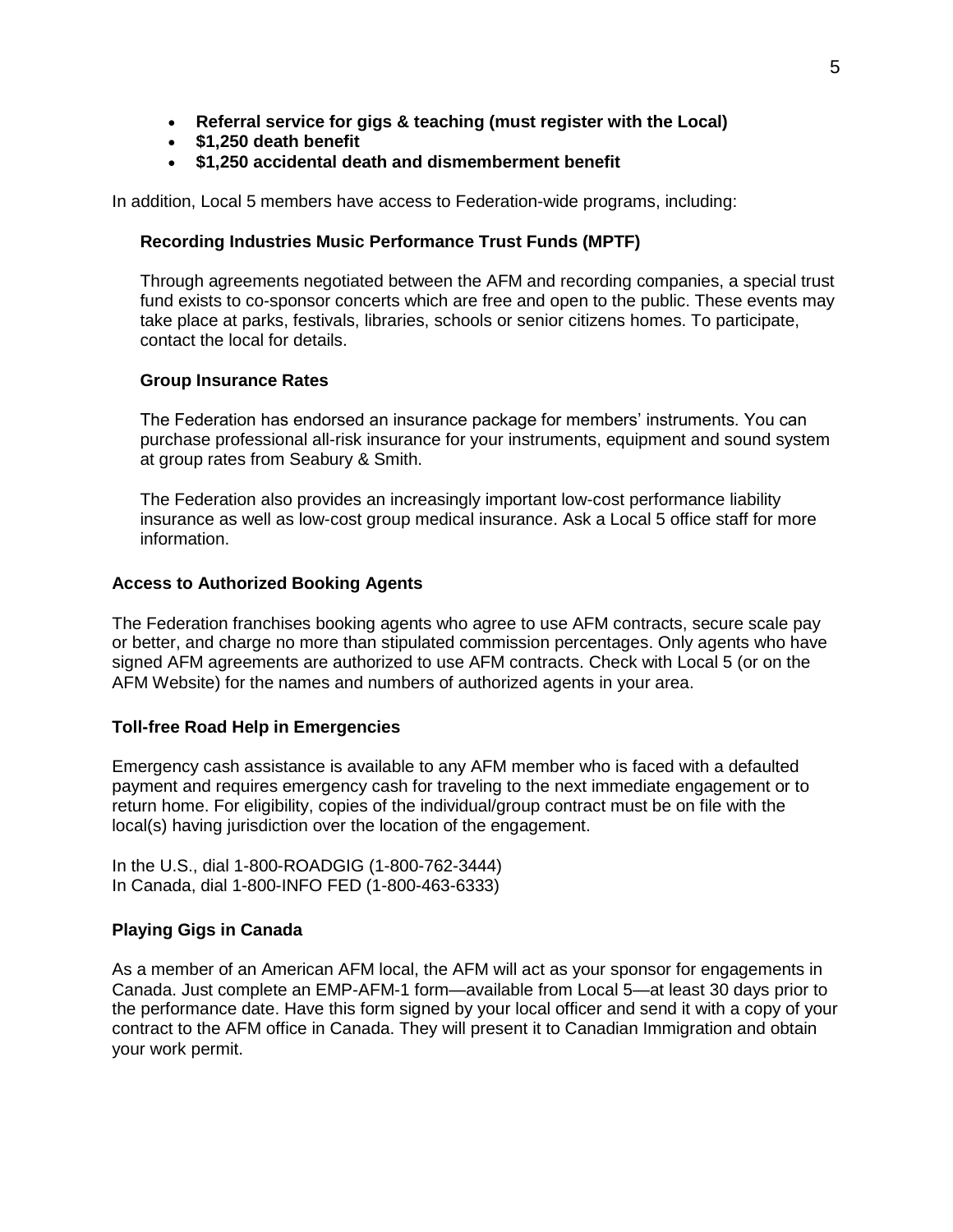- **Referral service for gigs & teaching (must register with the Local)**
- **$1,250 death benefit**
- **$1,250 accidental death and dismemberment benefit**

In addition, Local 5 members have access to Federation-wide programs, including:

### Recording Industries Music Performance Trust Funds (MPTF)

Through agreements negotiated between the AFM and recording companies, a special trust fund exists to co-sponsor concerts which are free and open to the public. These events may take place at parks, festivals, libraries, schools or senior citizens homes. To participate, contact the local for details.

### Group Insurance Rates

The Federation has endorsed an insurance package for members' instruments. You can purchase professional all-risk insurance for your instruments, equipment and sound system at group rates from Seabury & Smith.

The Federation also provides an increasingly important low-cost performance liability insurance as well as low-cost group medical insurance. Ask a Local 5 office staff for more information.

## Access to Authorized Booking Agents

The Federation franchises booking agents who agree to use AFM contracts, secure scale pay or better, and charge no more than stipulated commission percentages. Only agents who have signed AFM agreements are authorized to use AFM contracts. Check with Local 5 (or on the AFM Website) for the names and numbers of authorized agents in your area.

## Toll-free Road Help in Emergencies

Emergency cash assistance is available to any AFM member who is faced with a defaulted payment and requires emergency cash for traveling to the next immediate engagement or to return home. For eligibility, copies of the individual/group contract must be on file with the local(s) having jurisdiction over the location of the engagement.

In the U.S., dial 1-800-ROADGIG (1-800-762-3444)
In Canada, dial 1-800-INFO FED (1-800-463-6333)

## Playing Gigs in Canada

As a member of an American AFM local, the AFM will act as your sponsor for engagements in Canada. Just complete an EMP-AFM-1 form—available from Local 5—at least 30 days prior to the performance date. Have this form signed by your local officer and send it with a copy of your contract to the AFM office in Canada. They will present it to Canadian Immigration and obtain your work permit.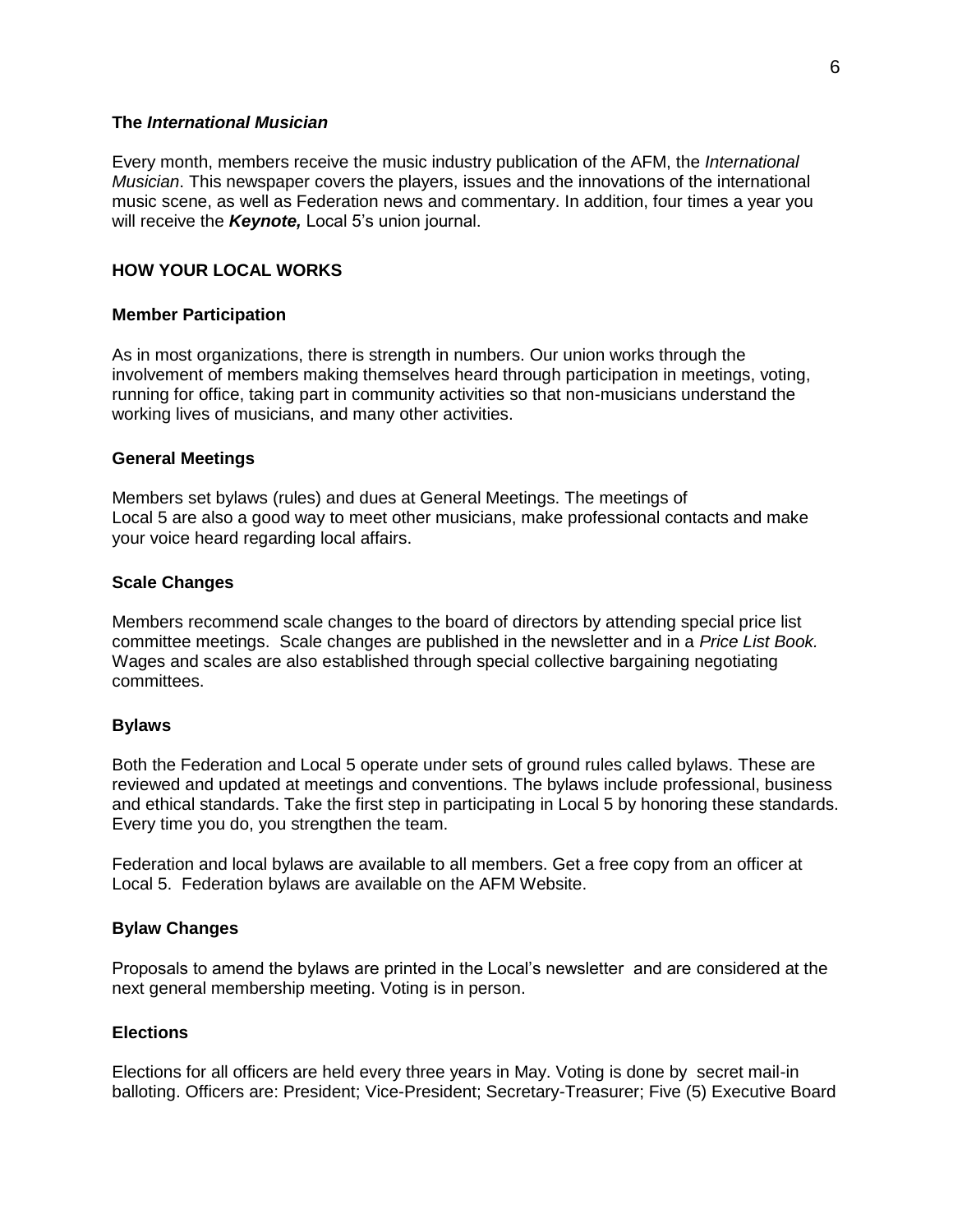### The *International Musician*

Every month, members receive the music industry publication of the AFM, the *International Musician*. This newspaper covers the players, issues and the innovations of the international music scene, as well as Federation news and commentary. In addition, four times a year you will receive the ***Keynote,*** Local 5's union journal.

## HOW YOUR LOCAL WORKS

### Member Participation

As in most organizations, there is strength in numbers. Our union works through the involvement of members making themselves heard through participation in meetings, voting, running for office, taking part in community activities so that non-musicians understand the working lives of musicians, and many other activities.

### General Meetings

Members set bylaws (rules) and dues at General Meetings. The meetings of Local 5 are also a good way to meet other musicians, make professional contacts and make your voice heard regarding local affairs.

### Scale Changes

Members recommend scale changes to the board of directors by attending special price list committee meetings. Scale changes are published in the newsletter and in a *Price List Book.* Wages and scales are also established through special collective bargaining negotiating committees.

### Bylaws

Both the Federation and Local 5 operate under sets of ground rules called bylaws. These are reviewed and updated at meetings and conventions. The bylaws include professional, business and ethical standards. Take the first step in participating in Local 5 by honoring these standards. Every time you do, you strengthen the team.

Federation and local bylaws are available to all members. Get a free copy from an officer at Local 5. Federation bylaws are available on the AFM Website.

### Bylaw Changes

Proposals to amend the bylaws are printed in the Local's newsletter and are considered at the next general membership meeting. Voting is in person.

### Elections

Elections for all officers are held every three years in May. Voting is done by secret mail-in balloting. Officers are: President; Vice-President; Secretary-Treasurer; Five (5) Executive Board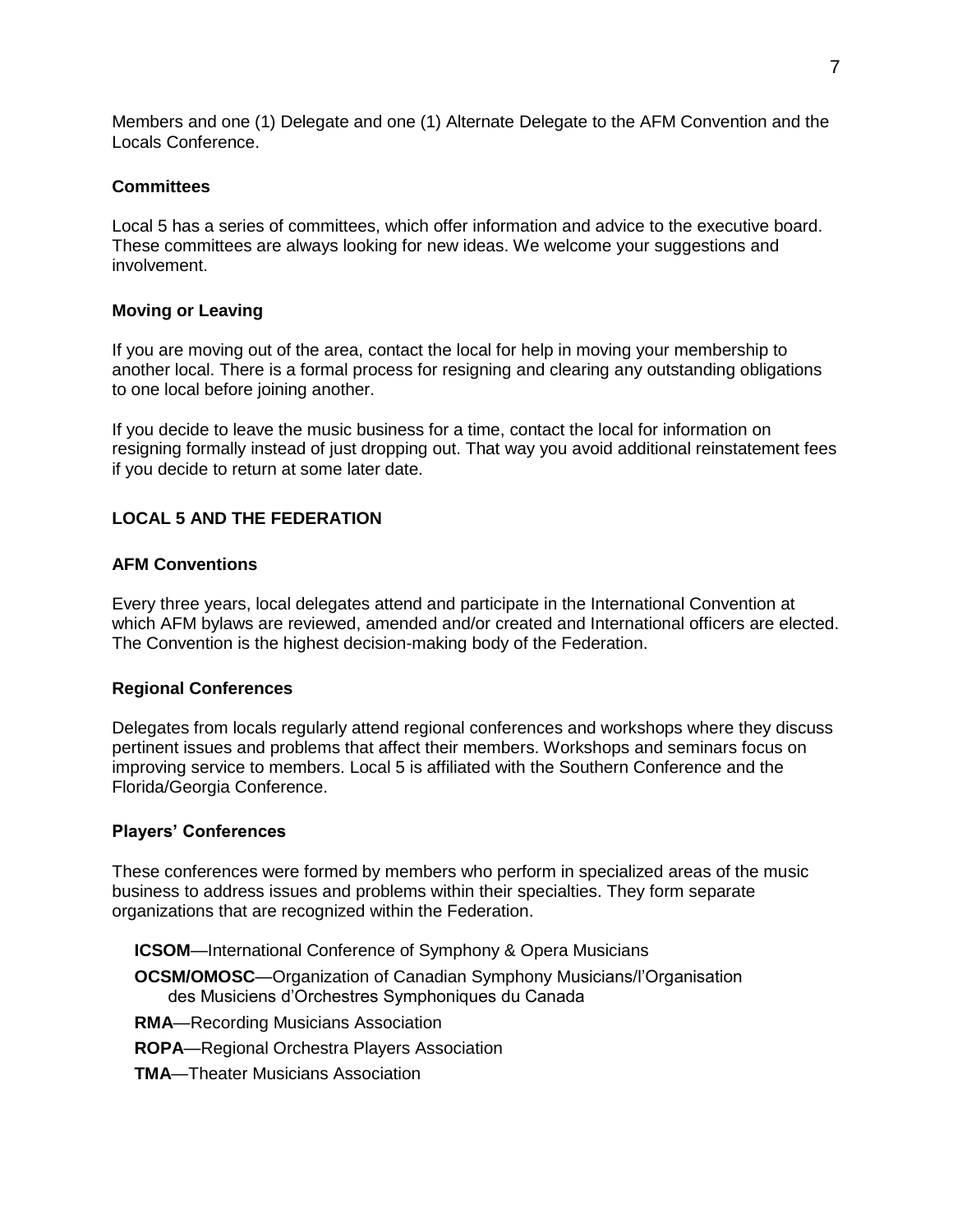Members and one (1) Delegate and one (1) Alternate Delegate to the AFM Convention and the Locals Conference.

### Committees

Local 5 has a series of committees, which offer information and advice to the executive board. These committees are always looking for new ideas. We welcome your suggestions and involvement.

### Moving or Leaving

If you are moving out of the area, contact the local for help in moving your membership to another local. There is a formal process for resigning and clearing any outstanding obligations to one local before joining another.

If you decide to leave the music business for a time, contact the local for information on resigning formally instead of just dropping out. That way you avoid additional reinstatement fees if you decide to return at some later date.

## LOCAL 5 AND THE FEDERATION

### AFM Conventions

Every three years, local delegates attend and participate in the International Convention at which AFM bylaws are reviewed, amended and/or created and International officers are elected. The Convention is the highest decision-making body of the Federation.

### Regional Conferences

Delegates from locals regularly attend regional conferences and workshops where they discuss pertinent issues and problems that affect their members. Workshops and seminars focus on improving service to members. Local 5 is affiliated with the Southern Conference and the Florida/Georgia Conference.

### Players' Conferences

These conferences were formed by members who perform in specialized areas of the music business to address issues and problems within their specialties. They form separate organizations that are recognized within the Federation.

- **ICSOM**—International Conference of Symphony & Opera Musicians
- **OCSM/OMOSC**—Organization of Canadian Symphony Musicians/l'Organisation des Musiciens d'Orchestres Symphoniques du Canada
- **RMA**—Recording Musicians Association
- **ROPA**—Regional Orchestra Players Association
- **TMA**—Theater Musicians Association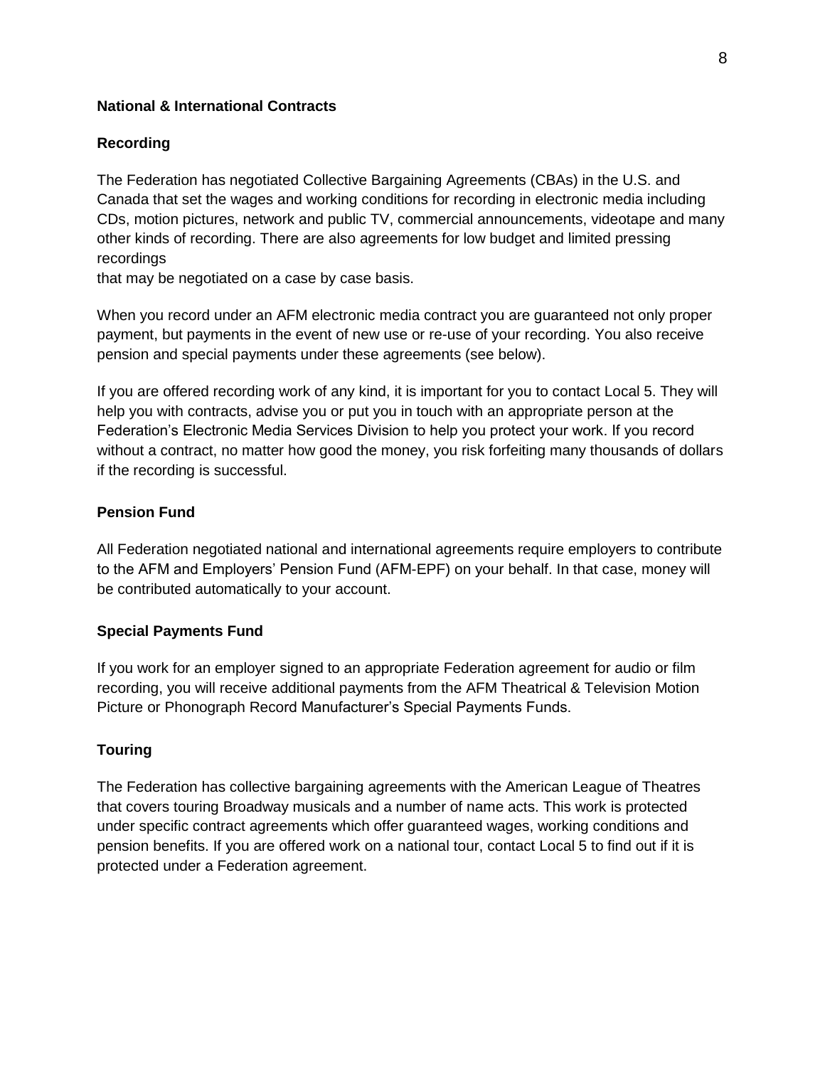### National & International Contracts

### Recording

The Federation has negotiated Collective Bargaining Agreements (CBAs) in the U.S. and Canada that set the wages and working conditions for recording in electronic media including CDs, motion pictures, network and public TV, commercial announcements, videotape and many other kinds of recording. There are also agreements for low budget and limited pressing recordings
that may be negotiated on a case by case basis.

When you record under an AFM electronic media contract you are guaranteed not only proper payment, but payments in the event of new use or re-use of your recording. You also receive pension and special payments under these agreements (see below).

If you are offered recording work of any kind, it is important for you to contact Local 5. They will help you with contracts, advise you or put you in touch with an appropriate person at the Federation's Electronic Media Services Division to help you protect your work. If you record without a contract, no matter how good the money, you risk forfeiting many thousands of dollars if the recording is successful.

### Pension Fund

All Federation negotiated national and international agreements require employers to contribute to the AFM and Employers' Pension Fund (AFM-EPF) on your behalf. In that case, money will be contributed automatically to your account.

### Special Payments Fund

If you work for an employer signed to an appropriate Federation agreement for audio or film recording, you will receive additional payments from the AFM Theatrical & Television Motion Picture or Phonograph Record Manufacturer's Special Payments Funds.

### Touring

The Federation has collective bargaining agreements with the American League of Theatres that covers touring Broadway musicals and a number of name acts. This work is protected under specific contract agreements which offer guaranteed wages, working conditions and pension benefits. If you are offered work on a national tour, contact Local 5 to find out if it is protected under a Federation agreement.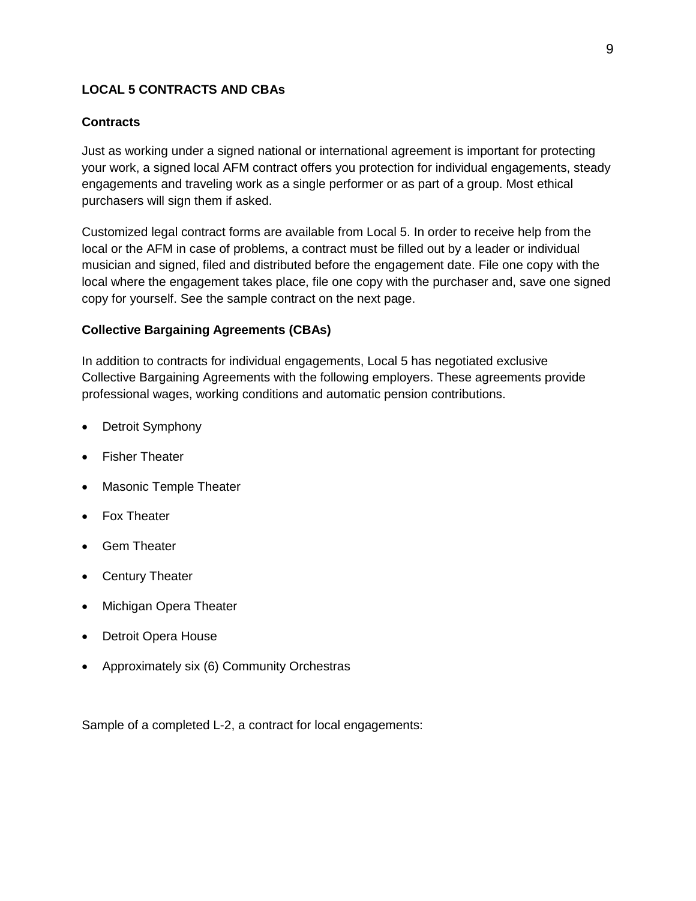## LOCAL 5 CONTRACTS AND CBAs

### Contracts

Just as working under a signed national or international agreement is important for protecting your work, a signed local AFM contract offers you protection for individual engagements, steady engagements and traveling work as a single performer or as part of a group. Most ethical purchasers will sign them if asked.

Customized legal contract forms are available from Local 5. In order to receive help from the local or the AFM in case of problems, a contract must be filled out by a leader or individual musician and signed, filed and distributed before the engagement date. File one copy with the local where the engagement takes place, file one copy with the purchaser and, save one signed copy for yourself. See the sample contract on the next page.

### Collective Bargaining Agreements (CBAs)

In addition to contracts for individual engagements, Local 5 has negotiated exclusive Collective Bargaining Agreements with the following employers. These agreements provide professional wages, working conditions and automatic pension contributions.

- Detroit Symphony
- Fisher Theater
- Masonic Temple Theater
- Fox Theater
- Gem Theater
- Century Theater
- Michigan Opera Theater
- Detroit Opera House
- Approximately six (6) Community Orchestras

Sample of a completed L-2, a contract for local engagements: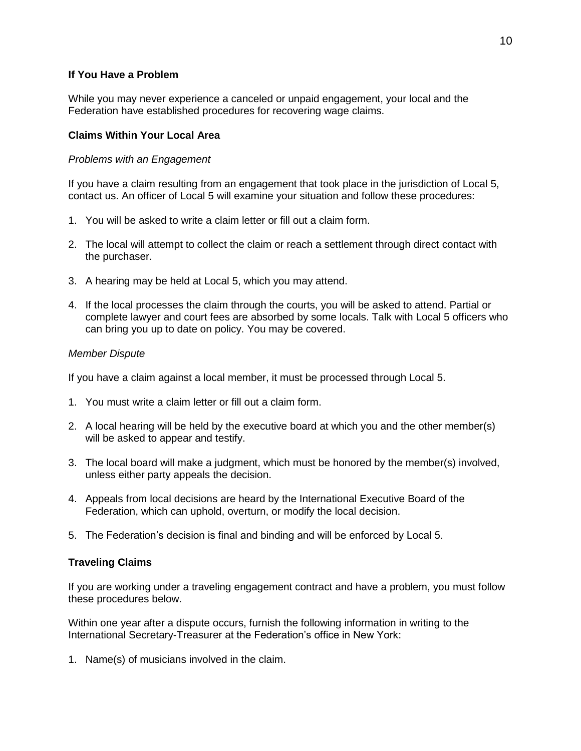### If You Have a Problem

While you may never experience a canceled or unpaid engagement, your local and the Federation have established procedures for recovering wage claims.

### Claims Within Your Local Area

*Problems with an Engagement*

If you have a claim resulting from an engagement that took place in the jurisdiction of Local 5, contact us. An officer of Local 5 will examine your situation and follow these procedures:

1. You will be asked to write a claim letter or fill out a claim form.
2. The local will attempt to collect the claim or reach a settlement through direct contact with the purchaser.
3. A hearing may be held at Local 5, which you may attend.
4. If the local processes the claim through the courts, you will be asked to attend. Partial or complete lawyer and court fees are absorbed by some locals. Talk with Local 5 officers who can bring you up to date on policy. You may be covered.

*Member Dispute*

If you have a claim against a local member, it must be processed through Local 5.

1. You must write a claim letter or fill out a claim form.
2. A local hearing will be held by the executive board at which you and the other member(s) will be asked to appear and testify.
3. The local board will make a judgment, which must be honored by the member(s) involved, unless either party appeals the decision.
4. Appeals from local decisions are heard by the International Executive Board of the Federation, which can uphold, overturn, or modify the local decision.
5. The Federation's decision is final and binding and will be enforced by Local 5.

### Traveling Claims

If you are working under a traveling engagement contract and have a problem, you must follow these procedures below.

Within one year after a dispute occurs, furnish the following information in writing to the International Secretary-Treasurer at the Federation's office in New York:

1. Name(s) of musicians involved in the claim.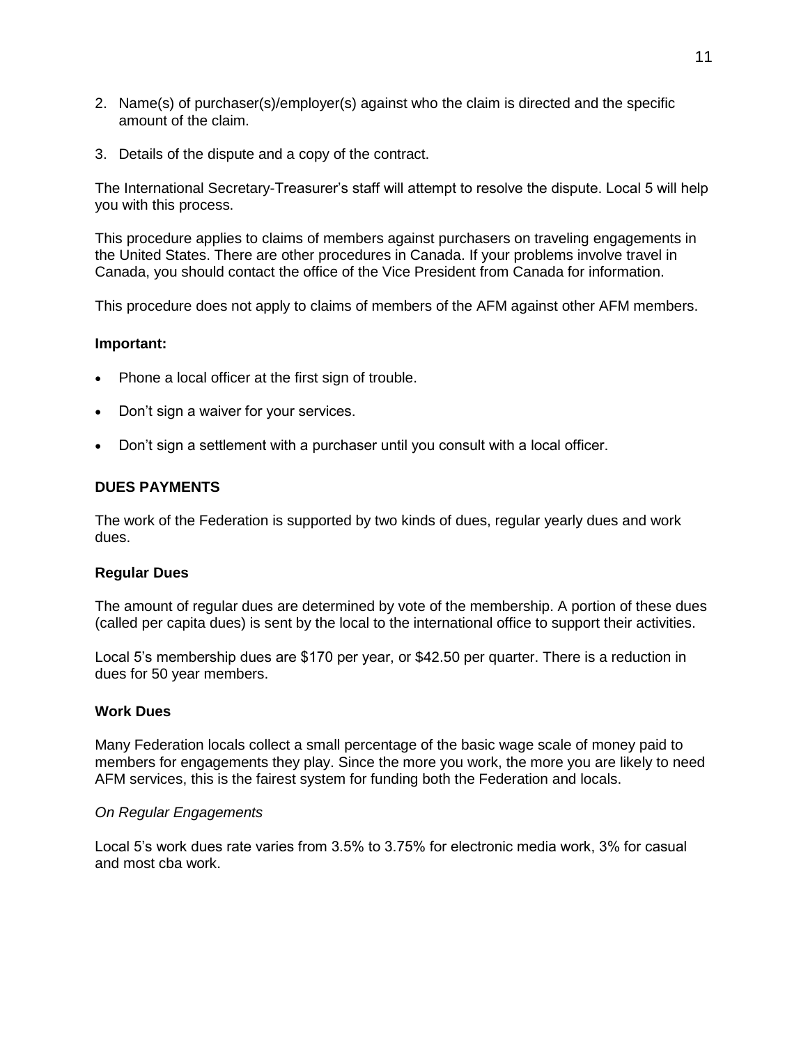2. Name(s) of purchaser(s)/employer(s) against who the claim is directed and the specific amount of the claim.

3. Details of the dispute and a copy of the contract.

The International Secretary-Treasurer's staff will attempt to resolve the dispute. Local 5 will help you with this process.

This procedure applies to claims of members against purchasers on traveling engagements in the United States. There are other procedures in Canada. If your problems involve travel in Canada, you should contact the office of the Vice President from Canada for information.

This procedure does not apply to claims of members of the AFM against other AFM members.

**Important:**

- Phone a local officer at the first sign of trouble.
- Don't sign a waiver for your services.
- Don't sign a settlement with a purchaser until you consult with a local officer.

## DUES PAYMENTS

The work of the Federation is supported by two kinds of dues, regular yearly dues and work dues.

### Regular Dues

The amount of regular dues are determined by vote of the membership. A portion of these dues (called per capita dues) is sent by the local to the international office to support their activities.

Local 5's membership dues are $170 per year, or $42.50 per quarter. There is a reduction in dues for 50 year members.

### Work Dues

Many Federation locals collect a small percentage of the basic wage scale of money paid to members for engagements they play. Since the more you work, the more you are likely to need AFM services, this is the fairest system for funding both the Federation and locals.

*On Regular Engagements*

Local 5's work dues rate varies from 3.5% to 3.75% for electronic media work, 3% for casual and most cba work.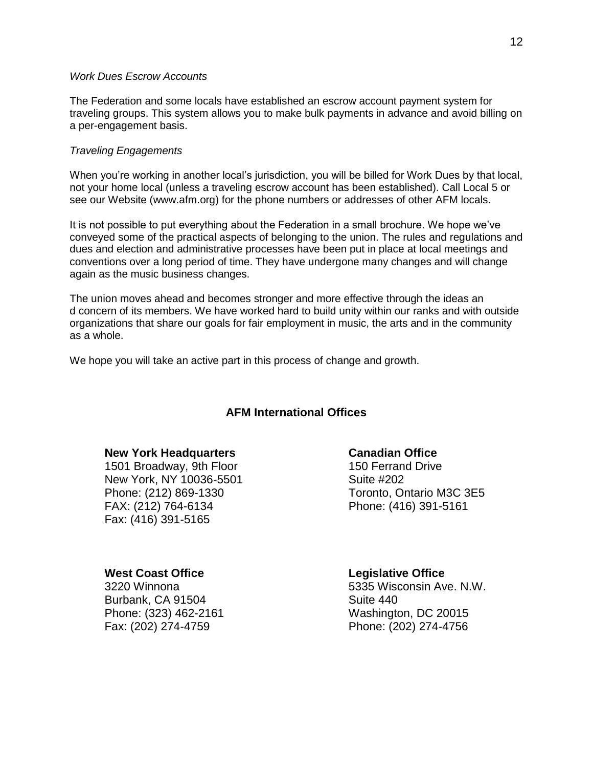*Work Dues Escrow Accounts*

The Federation and some locals have established an escrow account payment system for traveling groups. This system allows you to make bulk payments in advance and avoid billing on a per-engagement basis.

*Traveling Engagements*

When you're working in another local's jurisdiction, you will be billed for Work Dues by that local, not your home local (unless a traveling escrow account has been established). Call Local 5 or see our Website (www.afm.org) for the phone numbers or addresses of other AFM locals.

It is not possible to put everything about the Federation in a small brochure. We hope we've conveyed some of the practical aspects of belonging to the union. The rules and regulations and dues and election and administrative processes have been put in place at local meetings and conventions over a long period of time. They have undergone many changes and will change again as the music business changes.

The union moves ahead and becomes stronger and more effective through the ideas an d concern of its members. We have worked hard to build unity within our ranks and with outside organizations that share our goals for fair employment in music, the arts and in the community as a whole.

We hope you will take an active part in this process of change and growth.

## AFM International Offices

**New York Headquarters**
1501 Broadway, 9th Floor
New York, NY 10036-5501
Phone: (212) 869-1330
FAX: (212) 764-6134
Fax: (416) 391-5165

**Canadian Office**
150 Ferrand Drive
Suite #202
Toronto, Ontario M3C 3E5
Phone: (416) 391-5161

**West Coast Office**
3220 Winnona
Burbank, CA 91504
Phone: (323) 462-2161
Fax: (202) 274-4759

**Legislative Office**
5335 Wisconsin Ave. N.W.
Suite 440
Washington, DC 20015
Phone: (202) 274-4756